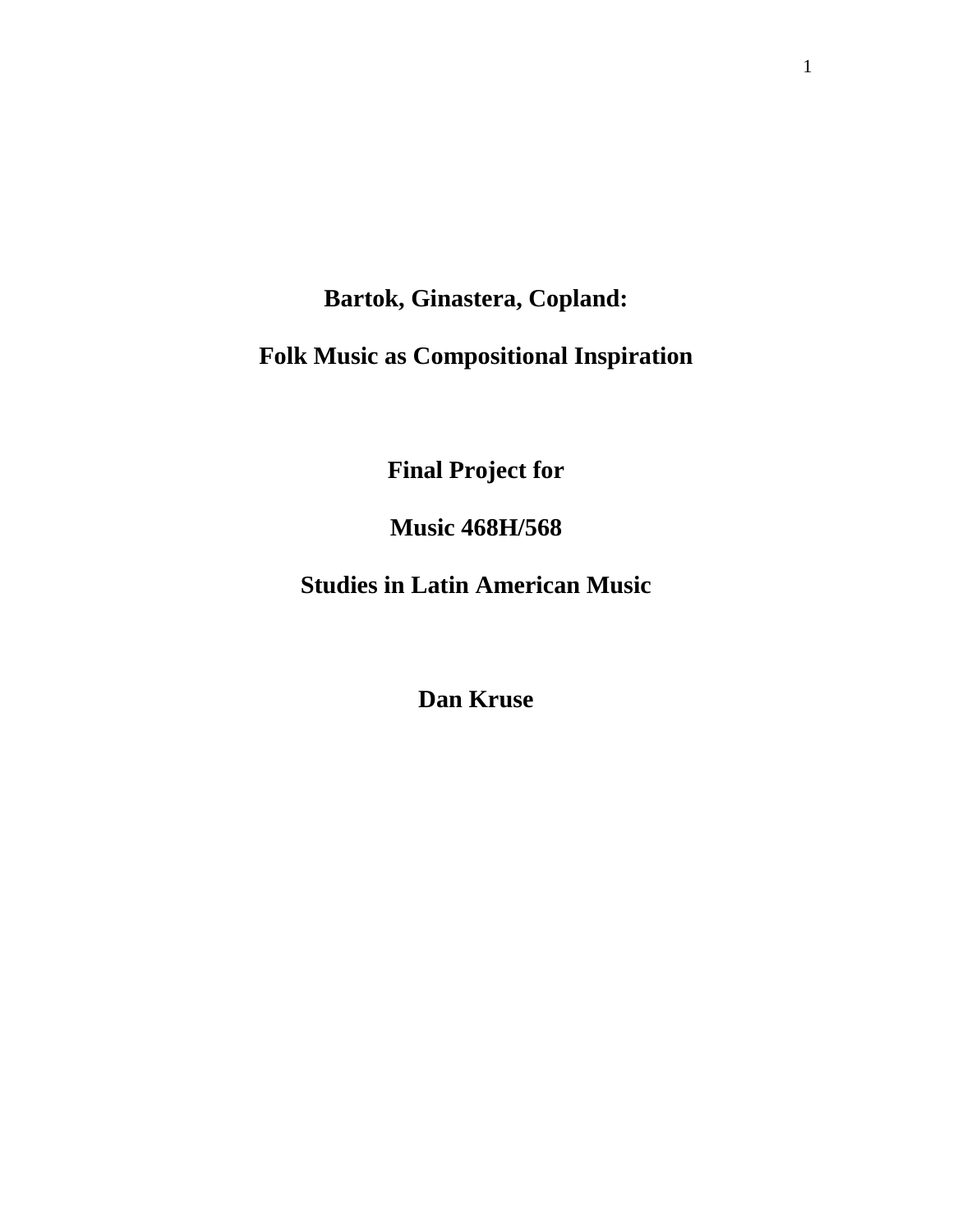# Bartok, Ginastera, Copland:

# Folk Music as Compositional Inspiration

**Final Project for**

**Music 468H/568**

**Studies in Latin American Music**

**Dan Kruse**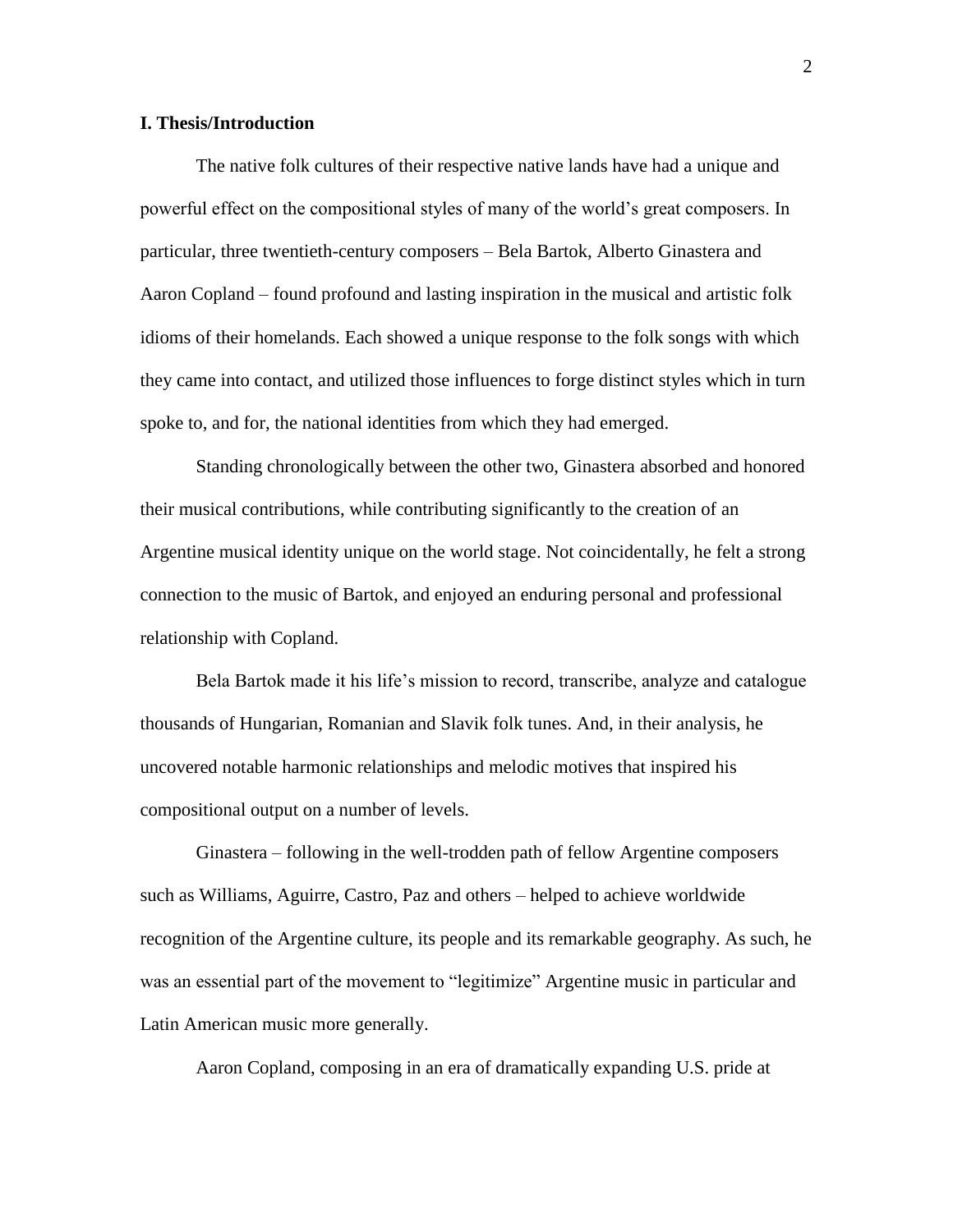**I. Thesis/Introduction**

The native folk cultures of their respective native lands have had a unique and powerful effect on the compositional styles of many of the world's great composers. In particular, three twentieth-century composers – Bela Bartok, Alberto Ginastera and Aaron Copland – found profound and lasting inspiration in the musical and artistic folk idioms of their homelands. Each showed a unique response to the folk songs with which they came into contact, and utilized those influences to forge distinct styles which in turn spoke to, and for, the national identities from which they had emerged.

Standing chronologically between the other two, Ginastera absorbed and honored their musical contributions, while contributing significantly to the creation of an Argentine musical identity unique on the world stage. Not coincidentally, he felt a strong connection to the music of Bartok, and enjoyed an enduring personal and professional relationship with Copland.

Bela Bartok made it his life's mission to record, transcribe, analyze and catalogue thousands of Hungarian, Romanian and Slavik folk tunes. And, in their analysis, he uncovered notable harmonic relationships and melodic motives that inspired his compositional output on a number of levels.

Ginastera – following in the well-trodden path of fellow Argentine composers such as Williams, Aguirre, Castro, Paz and others – helped to achieve worldwide recognition of the Argentine culture, its people and its remarkable geography. As such, he was an essential part of the movement to "legitimize" Argentine music in particular and Latin American music more generally.

Aaron Copland, composing in an era of dramatically expanding U.S. pride at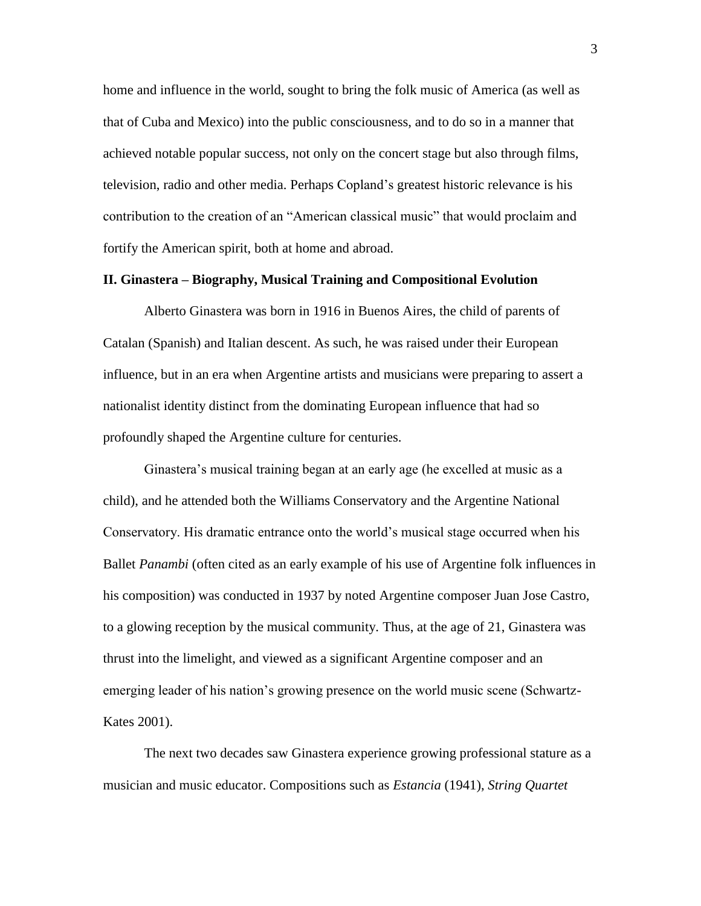home and influence in the world, sought to bring the folk music of America (as well as that of Cuba and Mexico) into the public consciousness, and to do so in a manner that achieved notable popular success, not only on the concert stage but also through films, television, radio and other media. Perhaps Copland's greatest historic relevance is his contribution to the creation of an "American classical music" that would proclaim and fortify the American spirit, both at home and abroad.

**II. Ginastera – Biography, Musical Training and Compositional Evolution**

Alberto Ginastera was born in 1916 in Buenos Aires, the child of parents of Catalan (Spanish) and Italian descent. As such, he was raised under their European influence, but in an era when Argentine artists and musicians were preparing to assert a nationalist identity distinct from the dominating European influence that had so profoundly shaped the Argentine culture for centuries.

Ginastera's musical training began at an early age (he excelled at music as a child), and he attended both the Williams Conservatory and the Argentine National Conservatory. His dramatic entrance onto the world's musical stage occurred when his Ballet *Panambi* (often cited as an early example of his use of Argentine folk influences in his composition) was conducted in 1937 by noted Argentine composer Juan Jose Castro, to a glowing reception by the musical community. Thus, at the age of 21, Ginastera was thrust into the limelight, and viewed as a significant Argentine composer and an emerging leader of his nation's growing presence on the world music scene (Schwartz-Kates 2001).

The next two decades saw Ginastera experience growing professional stature as a musician and music educator. Compositions such as *Estancia* (1941), *String Quartet*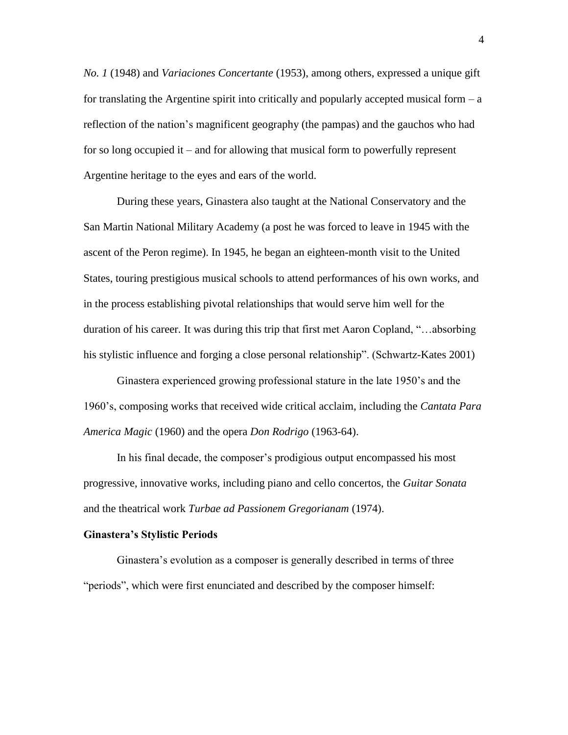*No. 1* (1948) and *Variaciones Concertante* (1953), among others, expressed a unique gift for translating the Argentine spirit into critically and popularly accepted musical form – a reflection of the nation's magnificent geography (the pampas) and the gauchos who had for so long occupied it – and for allowing that musical form to powerfully represent Argentine heritage to the eyes and ears of the world.

During these years, Ginastera also taught at the National Conservatory and the San Martin National Military Academy (a post he was forced to leave in 1945 with the ascent of the Peron regime). In 1945, he began an eighteen-month visit to the United States, touring prestigious musical schools to attend performances of his own works, and in the process establishing pivotal relationships that would serve him well for the duration of his career. It was during this trip that first met Aaron Copland, "…absorbing his stylistic influence and forging a close personal relationship". (Schwartz-Kates 2001)

Ginastera experienced growing professional stature in the late 1950's and the 1960's, composing works that received wide critical acclaim, including the *Cantata Para America Magic* (1960) and the opera *Don Rodrigo* (1963-64).

In his final decade, the composer's prodigious output encompassed his most progressive, innovative works, including piano and cello concertos, the *Guitar Sonata* and the theatrical work *Turbae ad Passionem Gregorianam* (1974).

**Ginastera's Stylistic Periods**

Ginastera's evolution as a composer is generally described in terms of three "periods", which were first enunciated and described by the composer himself: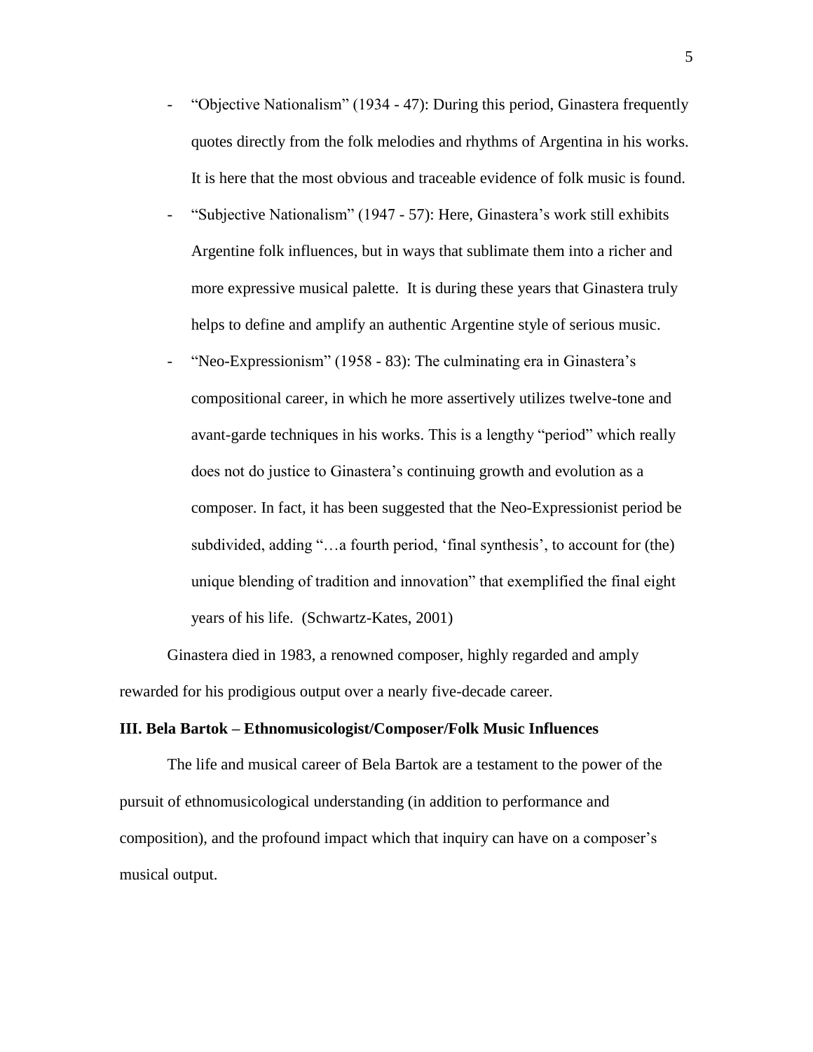- "Objective Nationalism" (1934 - 47): During this period, Ginastera frequently quotes directly from the folk melodies and rhythms of Argentina in his works. It is here that the most obvious and traceable evidence of folk music is found.
- "Subjective Nationalism" (1947 - 57): Here, Ginastera's work still exhibits Argentine folk influences, but in ways that sublimate them into a richer and more expressive musical palette. It is during these years that Ginastera truly helps to define and amplify an authentic Argentine style of serious music.
- "Neo-Expressionism" (1958 - 83): The culminating era in Ginastera's compositional career, in which he more assertively utilizes twelve-tone and avant-garde techniques in his works. This is a lengthy "period" which really does not do justice to Ginastera's continuing growth and evolution as a composer. In fact, it has been suggested that the Neo-Expressionist period be subdivided, adding "…a fourth period, 'final synthesis', to account for (the) unique blending of tradition and innovation" that exemplified the final eight years of his life. (Schwartz-Kates, 2001)

Ginastera died in 1983, a renowned composer, highly regarded and amply rewarded for his prodigious output over a nearly five-decade career.

### III. Bela Bartok – Ethnomusicologist/Composer/Folk Music Influences

The life and musical career of Bela Bartok are a testament to the power of the pursuit of ethnomusicological understanding (in addition to performance and composition), and the profound impact which that inquiry can have on a composer's musical output.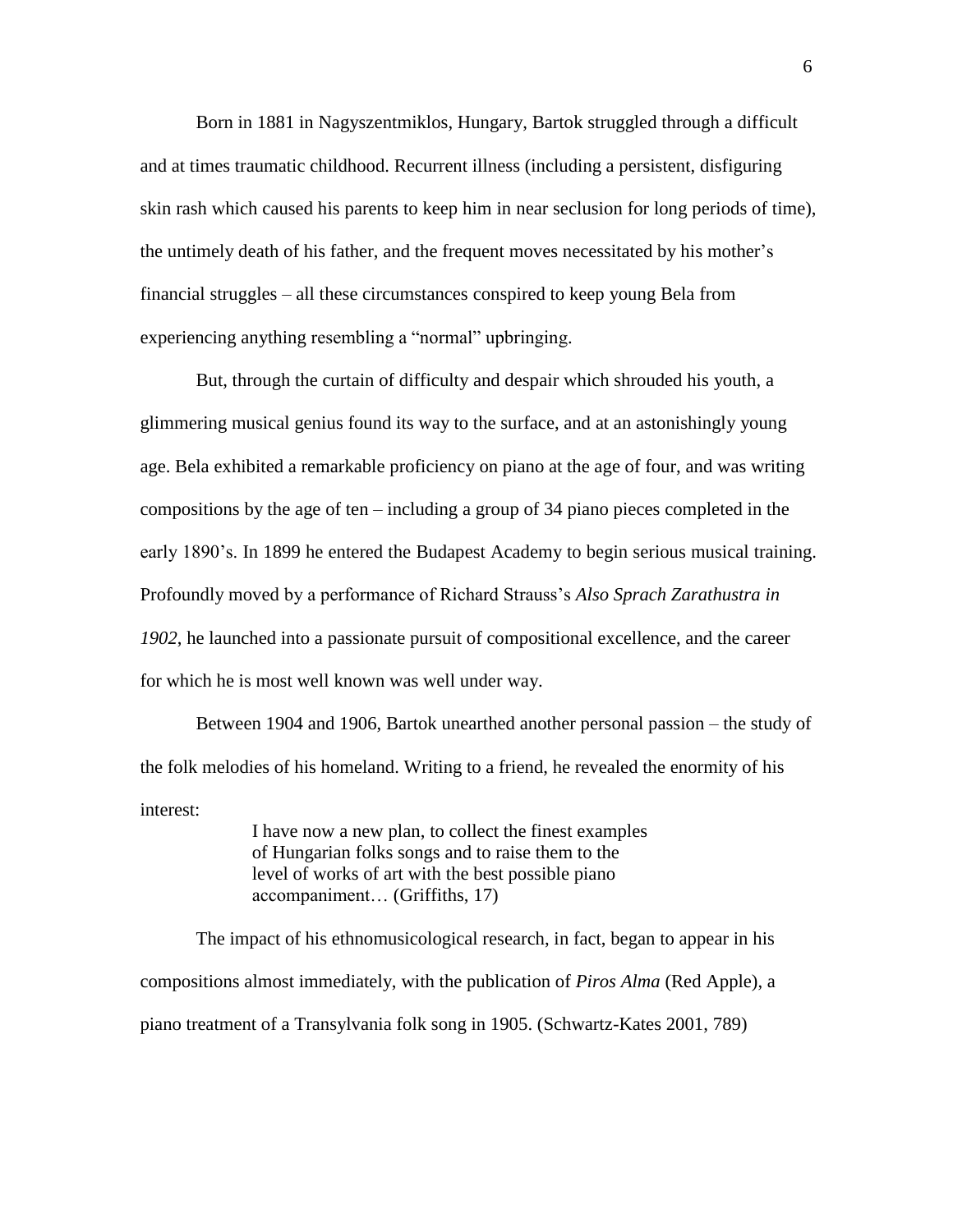Born in 1881 in Nagyszentmiklos, Hungary, Bartok struggled through a difficult and at times traumatic childhood. Recurrent illness (including a persistent, disfiguring skin rash which caused his parents to keep him in near seclusion for long periods of time), the untimely death of his father, and the frequent moves necessitated by his mother's financial struggles – all these circumstances conspired to keep young Bela from experiencing anything resembling a "normal" upbringing.

But, through the curtain of difficulty and despair which shrouded his youth, a glimmering musical genius found its way to the surface, and at an astonishingly young age. Bela exhibited a remarkable proficiency on piano at the age of four, and was writing compositions by the age of ten – including a group of 34 piano pieces completed in the early 1890's. In 1899 he entered the Budapest Academy to begin serious musical training. Profoundly moved by a performance of Richard Strauss's *Also Sprach Zarathustra in 1902*, he launched into a passionate pursuit of compositional excellence, and the career for which he is most well known was well under way.

Between 1904 and 1906, Bartok unearthed another personal passion – the study of the folk melodies of his homeland. Writing to a friend, he revealed the enormity of his interest:

> I have now a new plan, to collect the finest examples of Hungarian folks songs and to raise them to the level of works of art with the best possible piano accompaniment… (Griffiths, 17)

The impact of his ethnomusicological research, in fact, began to appear in his compositions almost immediately, with the publication of *Piros Alma* (Red Apple), a piano treatment of a Transylvania folk song in 1905. (Schwartz-Kates 2001, 789)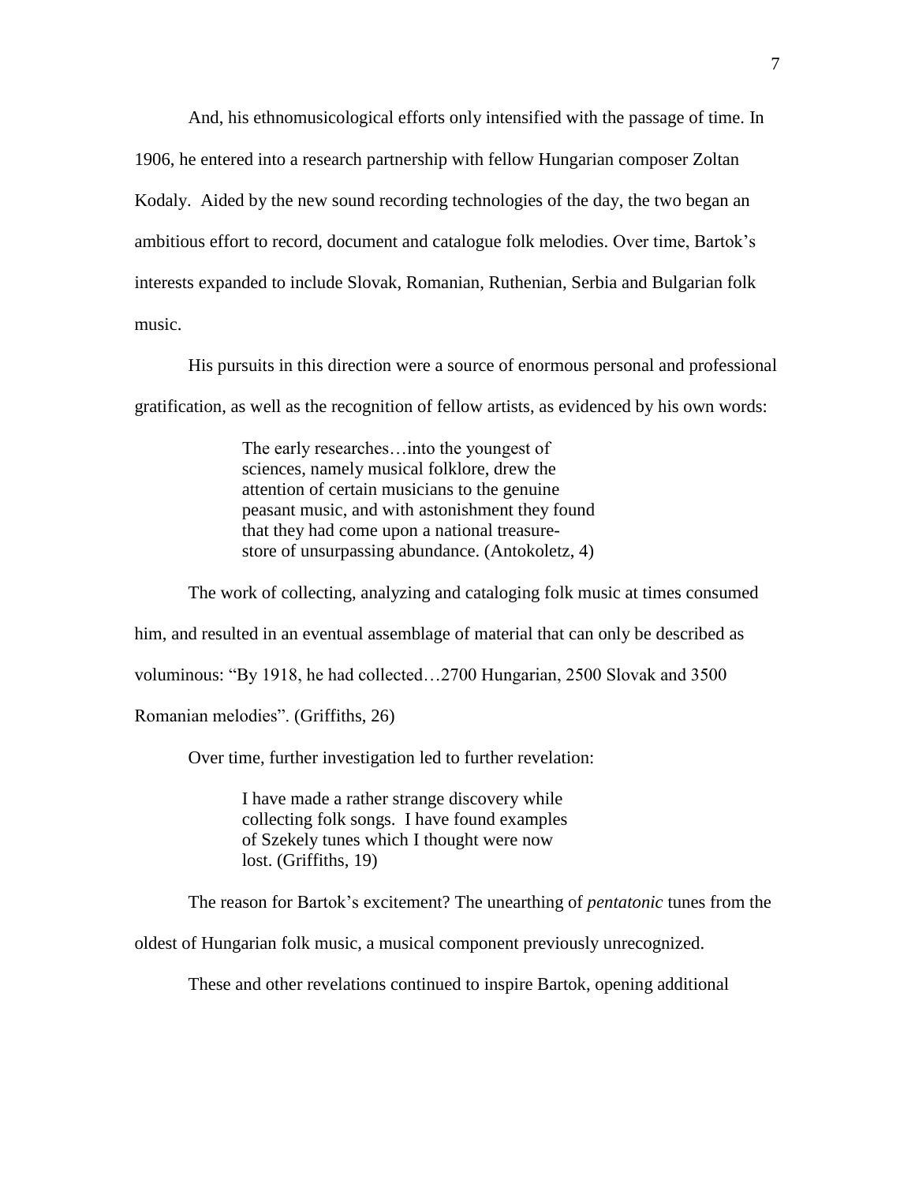And, his ethnomusicological efforts only intensified with the passage of time. In 1906, he entered into a research partnership with fellow Hungarian composer Zoltan Kodaly. Aided by the new sound recording technologies of the day, the two began an ambitious effort to record, document and catalogue folk melodies. Over time, Bartok's interests expanded to include Slovak, Romanian, Ruthenian, Serbia and Bulgarian folk music.

His pursuits in this direction were a source of enormous personal and professional gratification, as well as the recognition of fellow artists, as evidenced by his own words:

> The early researches…into the youngest of sciences, namely musical folklore, drew the attention of certain musicians to the genuine peasant music, and with astonishment they found that they had come upon a national treasure-store of unsurpassing abundance. (Antokoletz, 4)

The work of collecting, analyzing and cataloging folk music at times consumed him, and resulted in an eventual assemblage of material that can only be described as voluminous: "By 1918, he had collected…2700 Hungarian, 2500 Slovak and 3500 Romanian melodies". (Griffiths, 26)

Over time, further investigation led to further revelation:

> I have made a rather strange discovery while collecting folk songs. I have found examples of Szekely tunes which I thought were now lost. (Griffiths, 19)

The reason for Bartok's excitement? The unearthing of *pentatonic* tunes from the oldest of Hungarian folk music, a musical component previously unrecognized.

These and other revelations continued to inspire Bartok, opening additional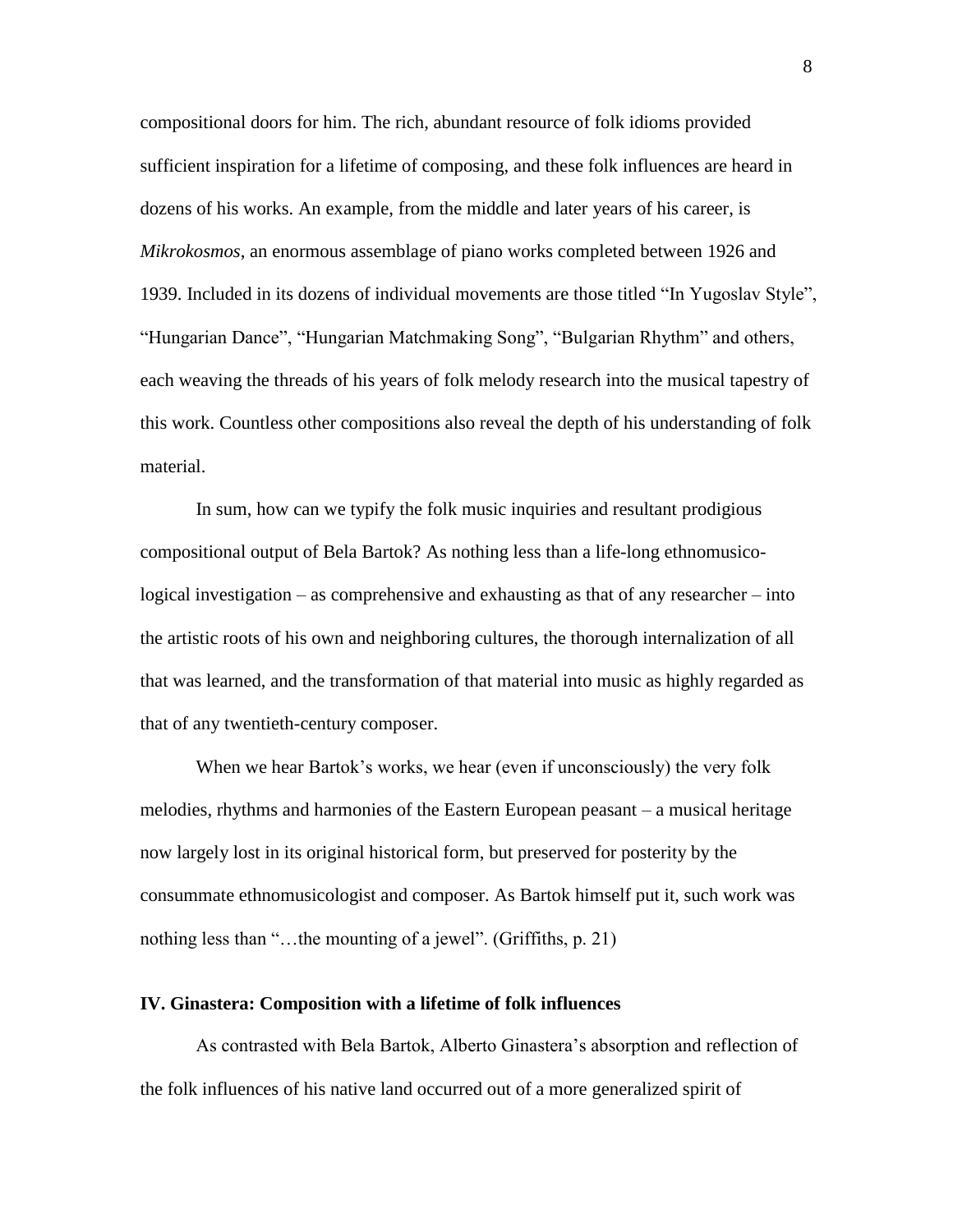compositional doors for him. The rich, abundant resource of folk idioms provided sufficient inspiration for a lifetime of composing, and these folk influences are heard in dozens of his works. An example, from the middle and later years of his career, is *Mikrokosmos*, an enormous assemblage of piano works completed between 1926 and 1939. Included in its dozens of individual movements are those titled "In Yugoslav Style", "Hungarian Dance", "Hungarian Matchmaking Song", "Bulgarian Rhythm" and others, each weaving the threads of his years of folk melody research into the musical tapestry of this work. Countless other compositions also reveal the depth of his understanding of folk material.

In sum, how can we typify the folk music inquiries and resultant prodigious compositional output of Bela Bartok? As nothing less than a life-long ethnomusicological investigation – as comprehensive and exhausting as that of any researcher – into the artistic roots of his own and neighboring cultures, the thorough internalization of all that was learned, and the transformation of that material into music as highly regarded as that of any twentieth-century composer.

When we hear Bartok's works, we hear (even if unconsciously) the very folk melodies, rhythms and harmonies of the Eastern European peasant – a musical heritage now largely lost in its original historical form, but preserved for posterity by the consummate ethnomusicologist and composer. As Bartok himself put it, such work was nothing less than "…the mounting of a jewel". (Griffiths, p. 21)

### IV. Ginastera: Composition with a lifetime of folk influences

As contrasted with Bela Bartok, Alberto Ginastera's absorption and reflection of the folk influences of his native land occurred out of a more generalized spirit of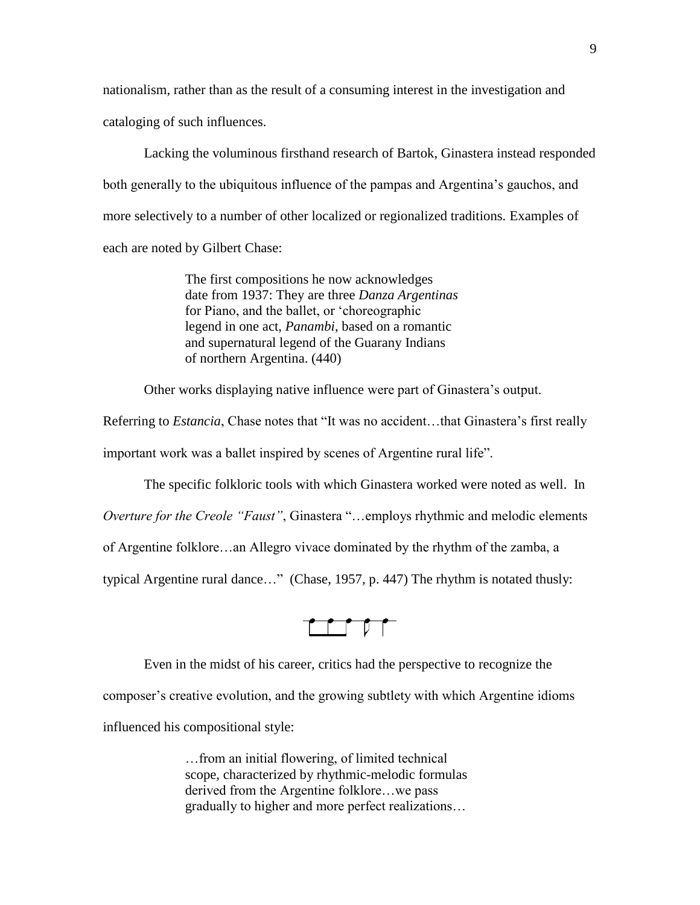nationalism, rather than as the result of a consuming interest in the investigation and cataloging of such influences.

Lacking the voluminous firsthand research of Bartok, Ginastera instead responded both generally to the ubiquitous influence of the pampas and Argentina's gauchos, and more selectively to a number of other localized or regionalized traditions. Examples of each are noted by Gilbert Chase:

> The first compositions he now acknowledges date from 1937: They are three *Danza Argentinas* for Piano, and the ballet, or 'choreographic legend in one act, *Panambi*, based on a romantic and supernatural legend of the Guarany Indians of northern Argentina. (440)

Other works displaying native influence were part of Ginastera's output. Referring to *Estancia*, Chase notes that "It was no accident…that Ginastera's first really important work was a ballet inspired by scenes of Argentine rural life".

The specific folkloric tools with which Ginastera worked were noted as well. In *Overture for the Creole "Faust"*, Ginastera "…employs rhythmic and melodic elements of Argentine folklore…an Allegro vivace dominated by the rhythm of the zamba, a typical Argentine rural dance…" (Chase, 1957, p. 447) The rhythm is notated thusly:

Even in the midst of his career, critics had the perspective to recognize the composer's creative evolution, and the growing subtlety with which Argentine idioms influenced his compositional style:

> …from an initial flowering, of limited technical scope, characterized by rhythmic-melodic formulas derived from the Argentine folklore…we pass gradually to higher and more perfect realizations…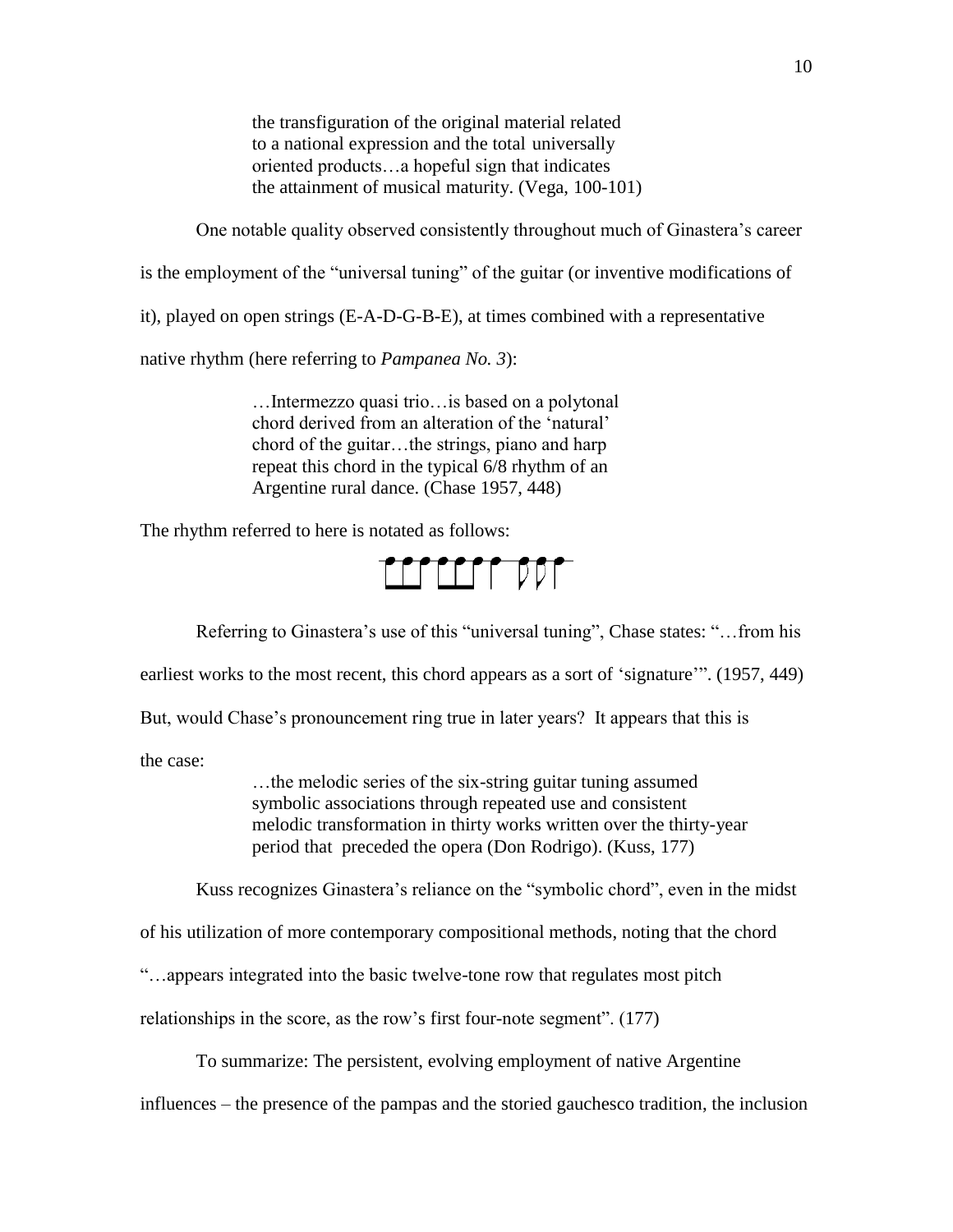> the transfiguration of the original material related to a national expression and the total universally oriented products…a hopeful sign that indicates the attainment of musical maturity. (Vega, 100-101)

One notable quality observed consistently throughout much of Ginastera's career is the employment of the "universal tuning" of the guitar (or inventive modifications of it), played on open strings (E-A-D-G-B-E), at times combined with a representative native rhythm (here referring to *Pampanea No. 3*):

> …Intermezzo quasi trio…is based on a polytonal chord derived from an alteration of the 'natural' chord of the guitar…the strings, piano and harp repeat this chord in the typical 6/8 rhythm of an Argentine rural dance. (Chase 1957, 448)

The rhythm referred to here is notated as follows:

Referring to Ginastera's use of this "universal tuning", Chase states: "…from his earliest works to the most recent, this chord appears as a sort of 'signature'". (1957, 449) But, would Chase's pronouncement ring true in later years? It appears that this is the case:

> …the melodic series of the six-string guitar tuning assumed symbolic associations through repeated use and consistent melodic transformation in thirty works written over the thirty-year period that preceded the opera (Don Rodrigo). (Kuss, 177)

Kuss recognizes Ginastera's reliance on the "symbolic chord", even in the midst of his utilization of more contemporary compositional methods, noting that the chord "…appears integrated into the basic twelve-tone row that regulates most pitch relationships in the score, as the row's first four-note segment". (177)

To summarize: The persistent, evolving employment of native Argentine influences – the presence of the pampas and the storied gauchesco tradition, the inclusion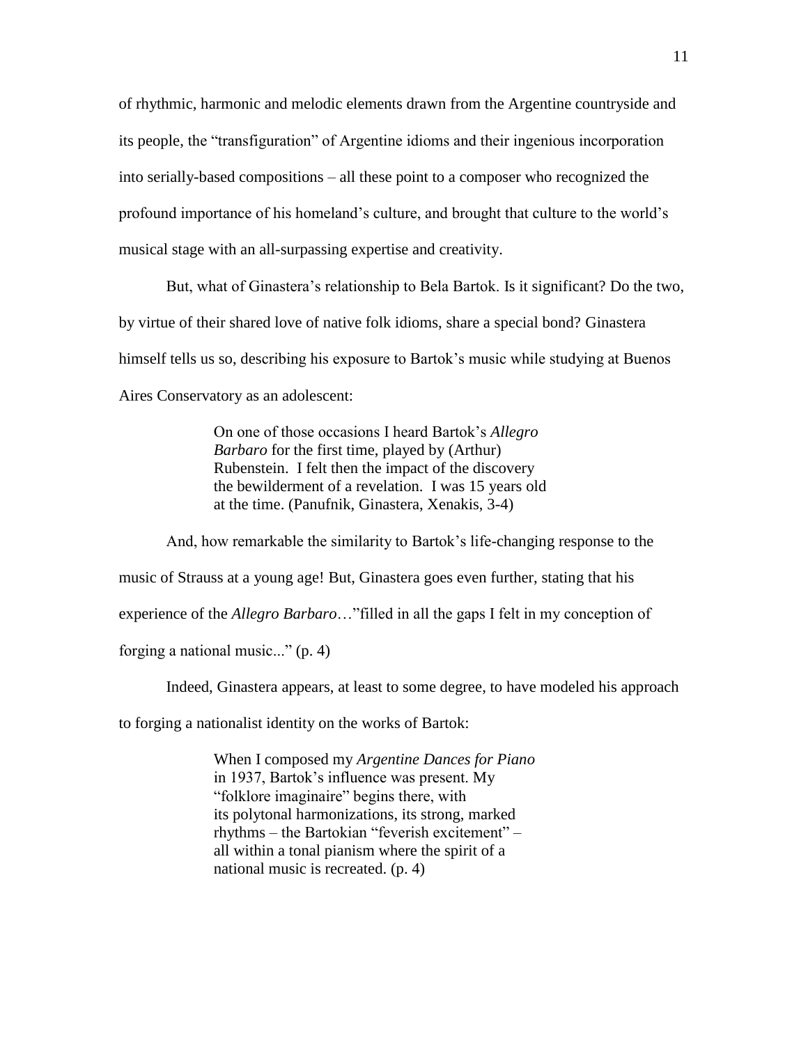of rhythmic, harmonic and melodic elements drawn from the Argentine countryside and its people, the "transfiguration" of Argentine idioms and their ingenious incorporation into serially-based compositions – all these point to a composer who recognized the profound importance of his homeland's culture, and brought that culture to the world's musical stage with an all-surpassing expertise and creativity.

But, what of Ginastera's relationship to Bela Bartok. Is it significant? Do the two, by virtue of their shared love of native folk idioms, share a special bond? Ginastera himself tells us so, describing his exposure to Bartok's music while studying at Buenos Aires Conservatory as an adolescent:

> On one of those occasions I heard Bartok's *Allegro Barbaro* for the first time, played by (Arthur) Rubenstein. I felt then the impact of the discovery the bewilderment of a revelation. I was 15 years old at the time. (Panufnik, Ginastera, Xenakis, 3-4)

And, how remarkable the similarity to Bartok's life-changing response to the music of Strauss at a young age! But, Ginastera goes even further, stating that his experience of the *Allegro Barbaro*…"filled in all the gaps I felt in my conception of forging a national music..." (p. 4)

Indeed, Ginastera appears, at least to some degree, to have modeled his approach to forging a nationalist identity on the works of Bartok:

> When I composed my *Argentine Dances for Piano* in 1937, Bartok's influence was present. My "folklore imaginaire" begins there, with its polytonal harmonizations, its strong, marked rhythms – the Bartokian "feverish excitement" – all within a tonal pianism where the spirit of a national music is recreated. (p. 4)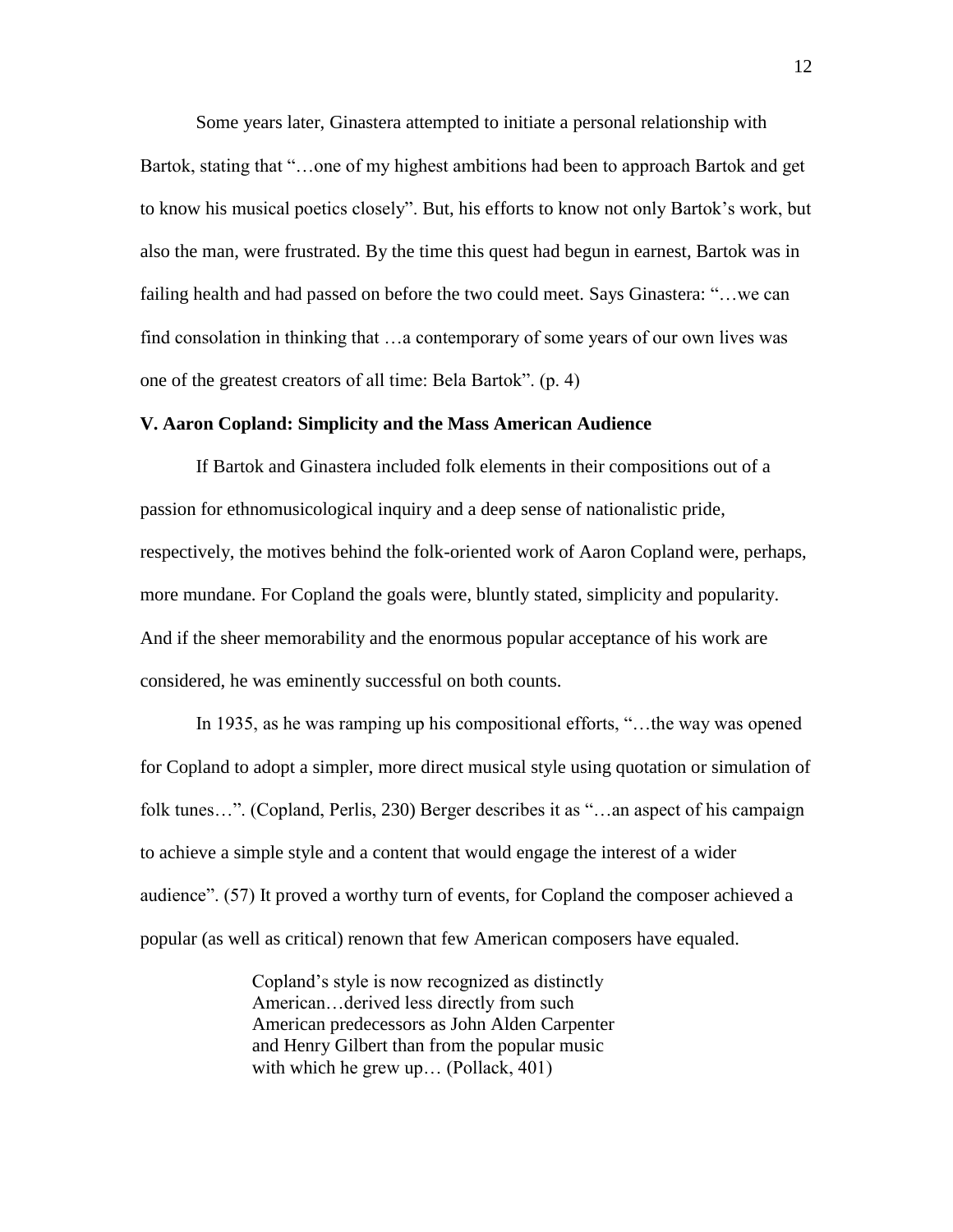Some years later, Ginastera attempted to initiate a personal relationship with Bartok, stating that "…one of my highest ambitions had been to approach Bartok and get to know his musical poetics closely". But, his efforts to know not only Bartok's work, but also the man, were frustrated. By the time this quest had begun in earnest, Bartok was in failing health and had passed on before the two could meet. Says Ginastera: "…we can find consolation in thinking that …a contemporary of some years of our own lives was one of the greatest creators of all time: Bela Bartok". (p. 4)

**V. Aaron Copland: Simplicity and the Mass American Audience**

If Bartok and Ginastera included folk elements in their compositions out of a passion for ethnomusicological inquiry and a deep sense of nationalistic pride, respectively, the motives behind the folk-oriented work of Aaron Copland were, perhaps, more mundane. For Copland the goals were, bluntly stated, simplicity and popularity. And if the sheer memorability and the enormous popular acceptance of his work are considered, he was eminently successful on both counts.

In 1935, as he was ramping up his compositional efforts, "…the way was opened for Copland to adopt a simpler, more direct musical style using quotation or simulation of folk tunes…". (Copland, Perlis, 230) Berger describes it as "…an aspect of his campaign to achieve a simple style and a content that would engage the interest of a wider audience". (57) It proved a worthy turn of events, for Copland the composer achieved a popular (as well as critical) renown that few American composers have equaled.

> Copland's style is now recognized as distinctly American…derived less directly from such American predecessors as John Alden Carpenter and Henry Gilbert than from the popular music with which he grew up… (Pollack, 401)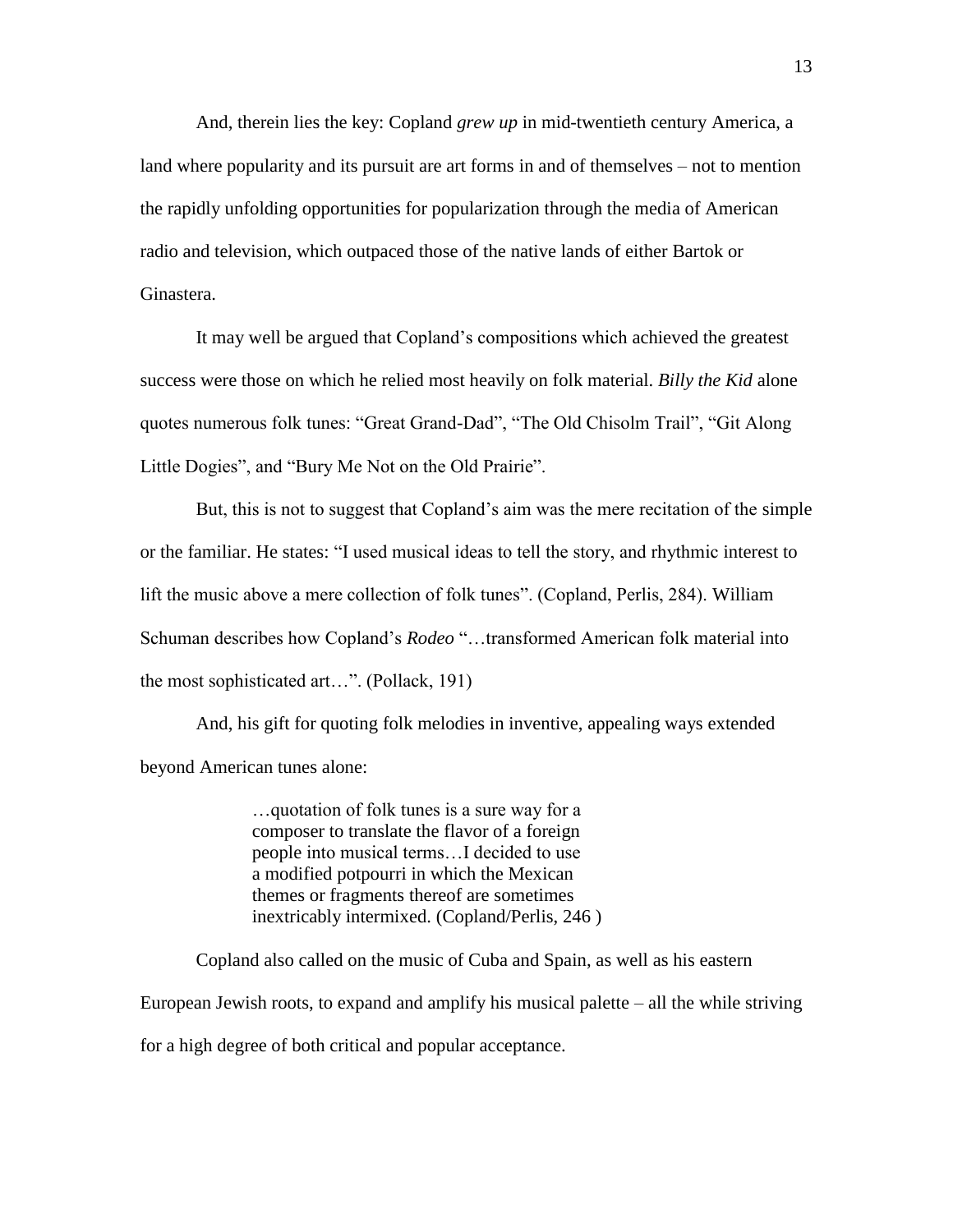And, therein lies the key: Copland *grew up* in mid-twentieth century America, a land where popularity and its pursuit are art forms in and of themselves – not to mention the rapidly unfolding opportunities for popularization through the media of American radio and television, which outpaced those of the native lands of either Bartok or Ginastera.

It may well be argued that Copland's compositions which achieved the greatest success were those on which he relied most heavily on folk material. *Billy the Kid* alone quotes numerous folk tunes: "Great Grand-Dad", "The Old Chisolm Trail", "Git Along Little Dogies", and "Bury Me Not on the Old Prairie".

But, this is not to suggest that Copland's aim was the mere recitation of the simple or the familiar. He states: "I used musical ideas to tell the story, and rhythmic interest to lift the music above a mere collection of folk tunes". (Copland, Perlis, 284). William Schuman describes how Copland's *Rodeo* "…transformed American folk material into the most sophisticated art…". (Pollack, 191)

And, his gift for quoting folk melodies in inventive, appealing ways extended beyond American tunes alone:

> …quotation of folk tunes is a sure way for a composer to translate the flavor of a foreign people into musical terms…I decided to use a modified potpourri in which the Mexican themes or fragments thereof are sometimes inextricably intermixed. (Copland/Perlis, 246 )

Copland also called on the music of Cuba and Spain, as well as his eastern European Jewish roots, to expand and amplify his musical palette – all the while striving for a high degree of both critical and popular acceptance.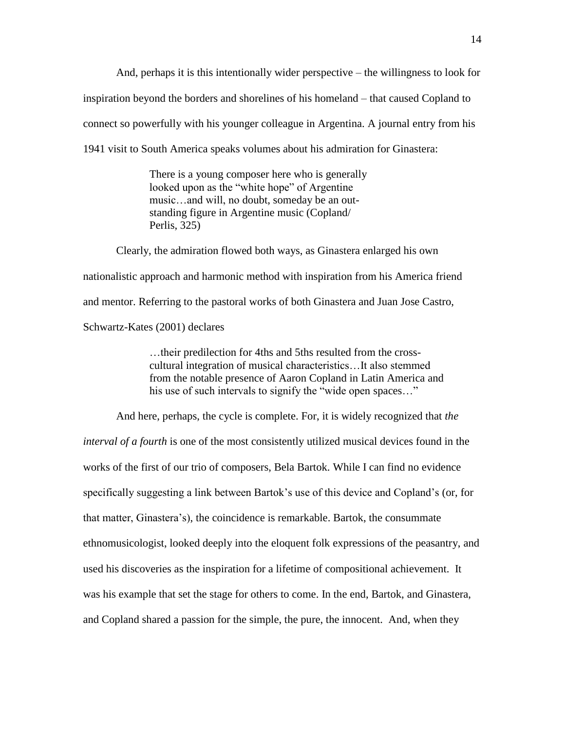And, perhaps it is this intentionally wider perspective – the willingness to look for inspiration beyond the borders and shorelines of his homeland – that caused Copland to connect so powerfully with his younger colleague in Argentina. A journal entry from his 1941 visit to South America speaks volumes about his admiration for Ginastera:

> There is a young composer here who is generally looked upon as the "white hope" of Argentine music…and will, no doubt, someday be an out-standing figure in Argentine music (Copland/ Perlis, 325)

Clearly, the admiration flowed both ways, as Ginastera enlarged his own nationalistic approach and harmonic method with inspiration from his America friend and mentor. Referring to the pastoral works of both Ginastera and Juan Jose Castro, Schwartz-Kates (2001) declares

> …their predilection for 4ths and 5ths resulted from the cross-cultural integration of musical characteristics…It also stemmed from the notable presence of Aaron Copland in Latin America and his use of such intervals to signify the "wide open spaces…"

And here, perhaps, the cycle is complete. For, it is widely recognized that *the interval of a fourth* is one of the most consistently utilized musical devices found in the works of the first of our trio of composers, Bela Bartok. While I can find no evidence specifically suggesting a link between Bartok's use of this device and Copland's (or, for that matter, Ginastera's), the coincidence is remarkable. Bartok, the consummate ethnomusicologist, looked deeply into the eloquent folk expressions of the peasantry, and used his discoveries as the inspiration for a lifetime of compositional achievement. It was his example that set the stage for others to come. In the end, Bartok, and Ginastera, and Copland shared a passion for the simple, the pure, the innocent. And, when they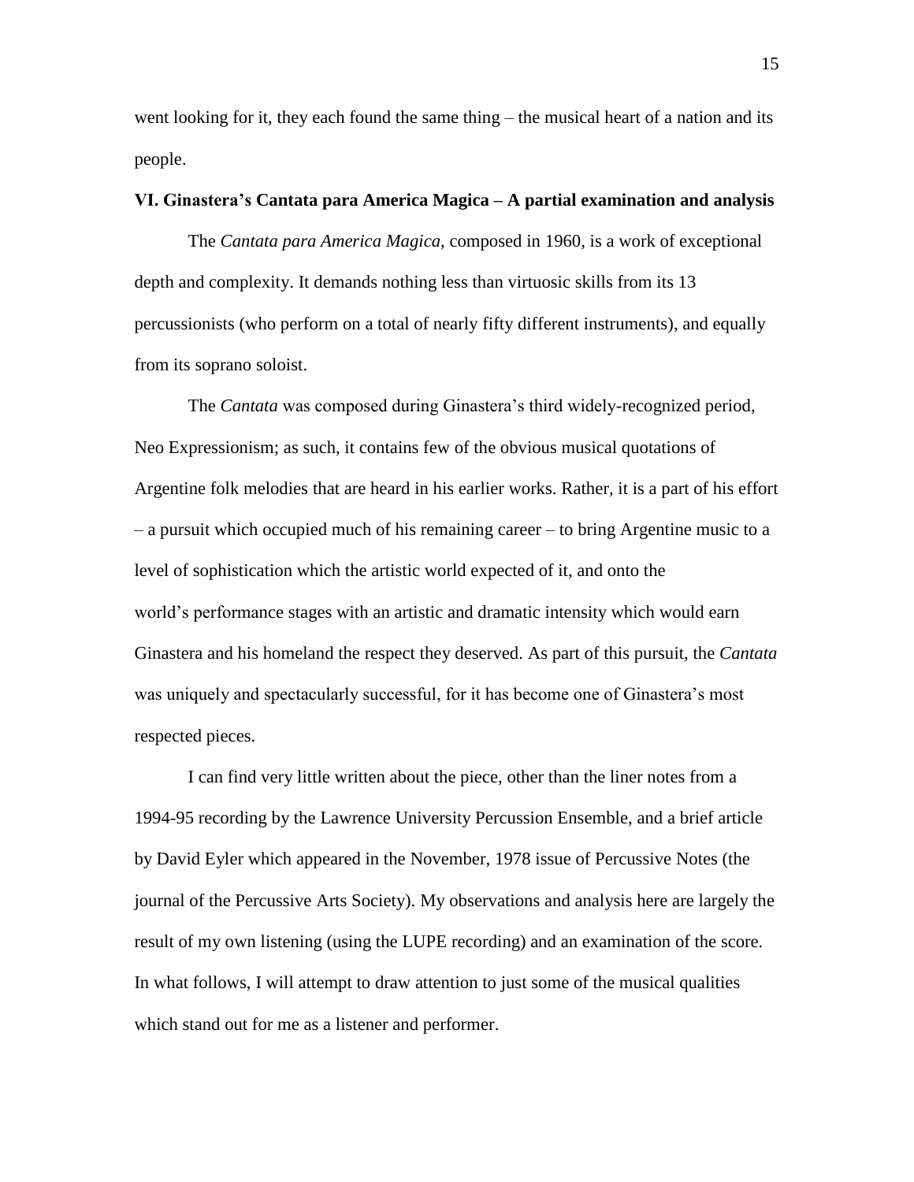went looking for it, they each found the same thing – the musical heart of a nation and its people.

### VI. Ginastera's Cantata para America Magica – A partial examination and analysis

The *Cantata para America Magica*, composed in 1960, is a work of exceptional depth and complexity. It demands nothing less than virtuosic skills from its 13 percussionists (who perform on a total of nearly fifty different instruments), and equally from its soprano soloist.

The *Cantata* was composed during Ginastera's third widely-recognized period, Neo Expressionism; as such, it contains few of the obvious musical quotations of Argentine folk melodies that are heard in his earlier works. Rather, it is a part of his effort – a pursuit which occupied much of his remaining career – to bring Argentine music to a level of sophistication which the artistic world expected of it, and onto the world's performance stages with an artistic and dramatic intensity which would earn Ginastera and his homeland the respect they deserved. As part of this pursuit, the *Cantata* was uniquely and spectacularly successful, for it has become one of Ginastera's most respected pieces.

I can find very little written about the piece, other than the liner notes from a 1994-95 recording by the Lawrence University Percussion Ensemble, and a brief article by David Eyler which appeared in the November, 1978 issue of Percussive Notes (the journal of the Percussive Arts Society). My observations and analysis here are largely the result of my own listening (using the LUPE recording) and an examination of the score. In what follows, I will attempt to draw attention to just some of the musical qualities which stand out for me as a listener and performer.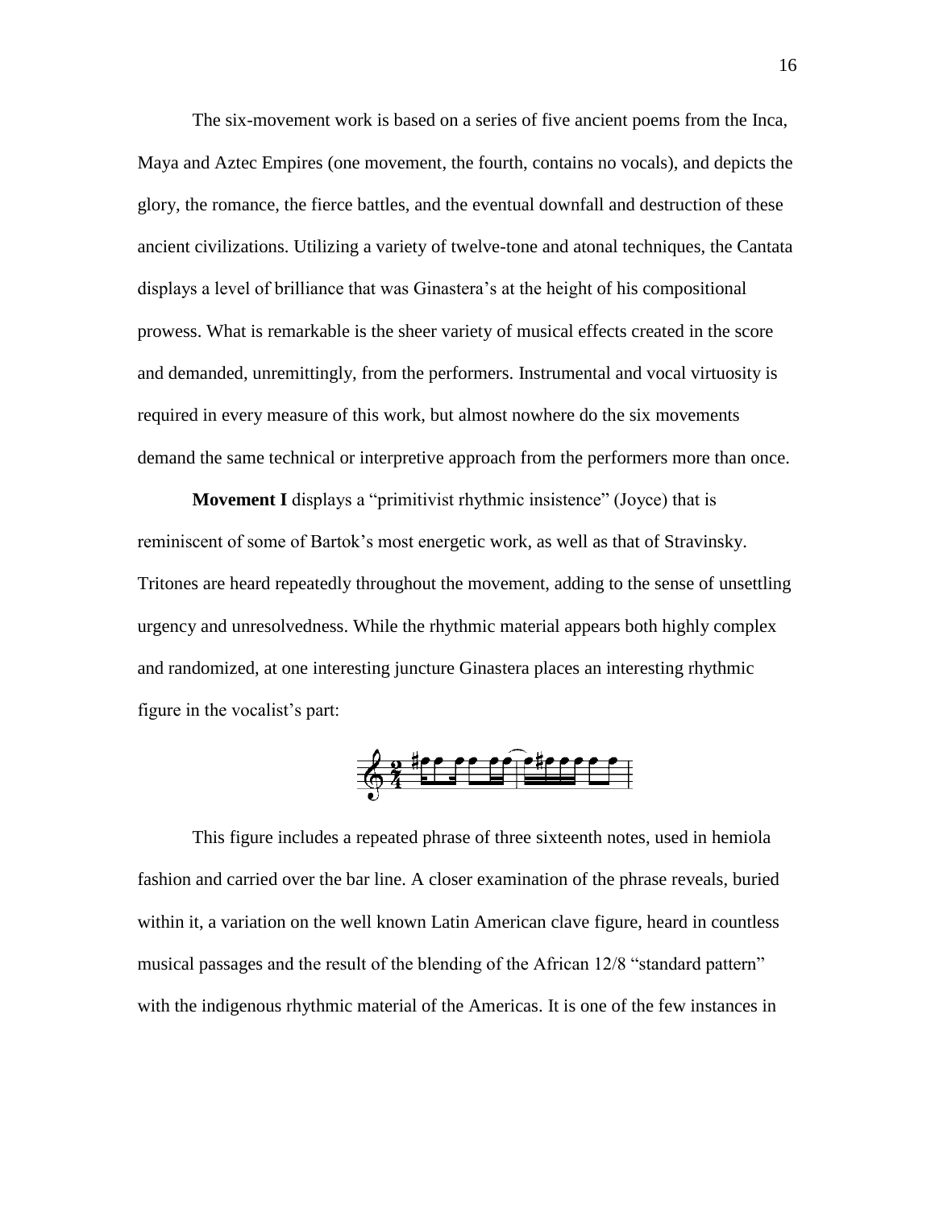The six-movement work is based on a series of five ancient poems from the Inca, Maya and Aztec Empires (one movement, the fourth, contains no vocals), and depicts the glory, the romance, the fierce battles, and the eventual downfall and destruction of these ancient civilizations. Utilizing a variety of twelve-tone and atonal techniques, the Cantata displays a level of brilliance that was Ginastera's at the height of his compositional prowess. What is remarkable is the sheer variety of musical effects created in the score and demanded, unremittingly, from the performers. Instrumental and vocal virtuosity is required in every measure of this work, but almost nowhere do the six movements demand the same technical or interpretive approach from the performers more than once.

**Movement I** displays a "primitivist rhythmic insistence" (Joyce) that is reminiscent of some of Bartok's most energetic work, as well as that of Stravinsky. Tritones are heard repeatedly throughout the movement, adding to the sense of unsettling urgency and unresolvedness. While the rhythmic material appears both highly complex and randomized, at one interesting juncture Ginastera places an interesting rhythmic figure in the vocalist's part:

This figure includes a repeated phrase of three sixteenth notes, used in hemiola fashion and carried over the bar line. A closer examination of the phrase reveals, buried within it, a variation on the well known Latin American clave figure, heard in countless musical passages and the result of the blending of the African 12/8 "standard pattern" with the indigenous rhythmic material of the Americas. It is one of the few instances in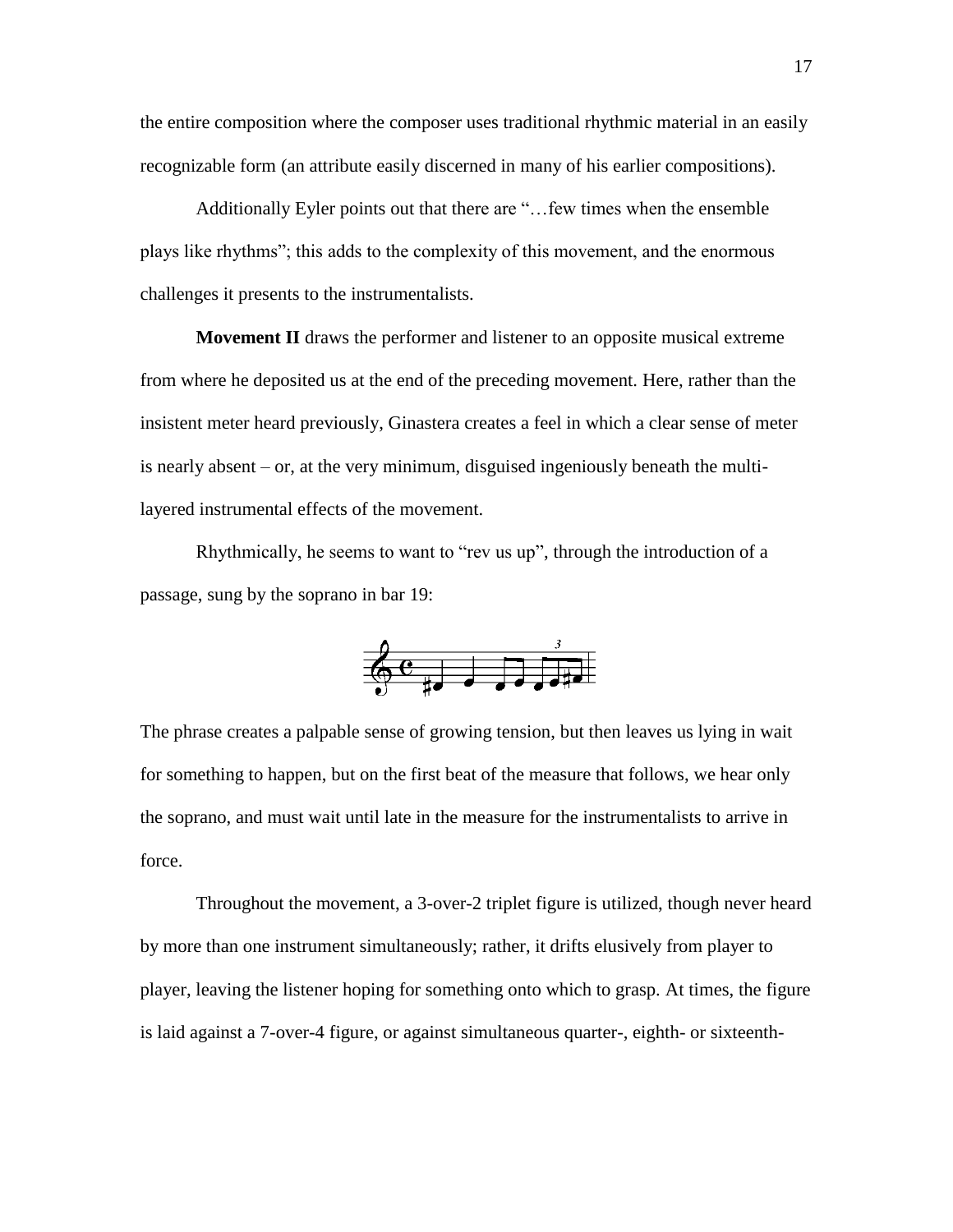the entire composition where the composer uses traditional rhythmic material in an easily recognizable form (an attribute easily discerned in many of his earlier compositions).

Additionally Eyler points out that there are "…few times when the ensemble plays like rhythms"; this adds to the complexity of this movement, and the enormous challenges it presents to the instrumentalists.

**Movement II** draws the performer and listener to an opposite musical extreme from where he deposited us at the end of the preceding movement. Here, rather than the insistent meter heard previously, Ginastera creates a feel in which a clear sense of meter is nearly absent – or, at the very minimum, disguised ingeniously beneath the multi-layered instrumental effects of the movement.

Rhythmically, he seems to want to "rev us up", through the introduction of a passage, sung by the soprano in bar 19:

The phrase creates a palpable sense of growing tension, but then leaves us lying in wait for something to happen, but on the first beat of the measure that follows, we hear only the soprano, and must wait until late in the measure for the instrumentalists to arrive in force.

Throughout the movement, a 3-over-2 triplet figure is utilized, though never heard by more than one instrument simultaneously; rather, it drifts elusively from player to player, leaving the listener hoping for something onto which to grasp. At times, the figure is laid against a 7-over-4 figure, or against simultaneous quarter-, eighth- or sixteenth-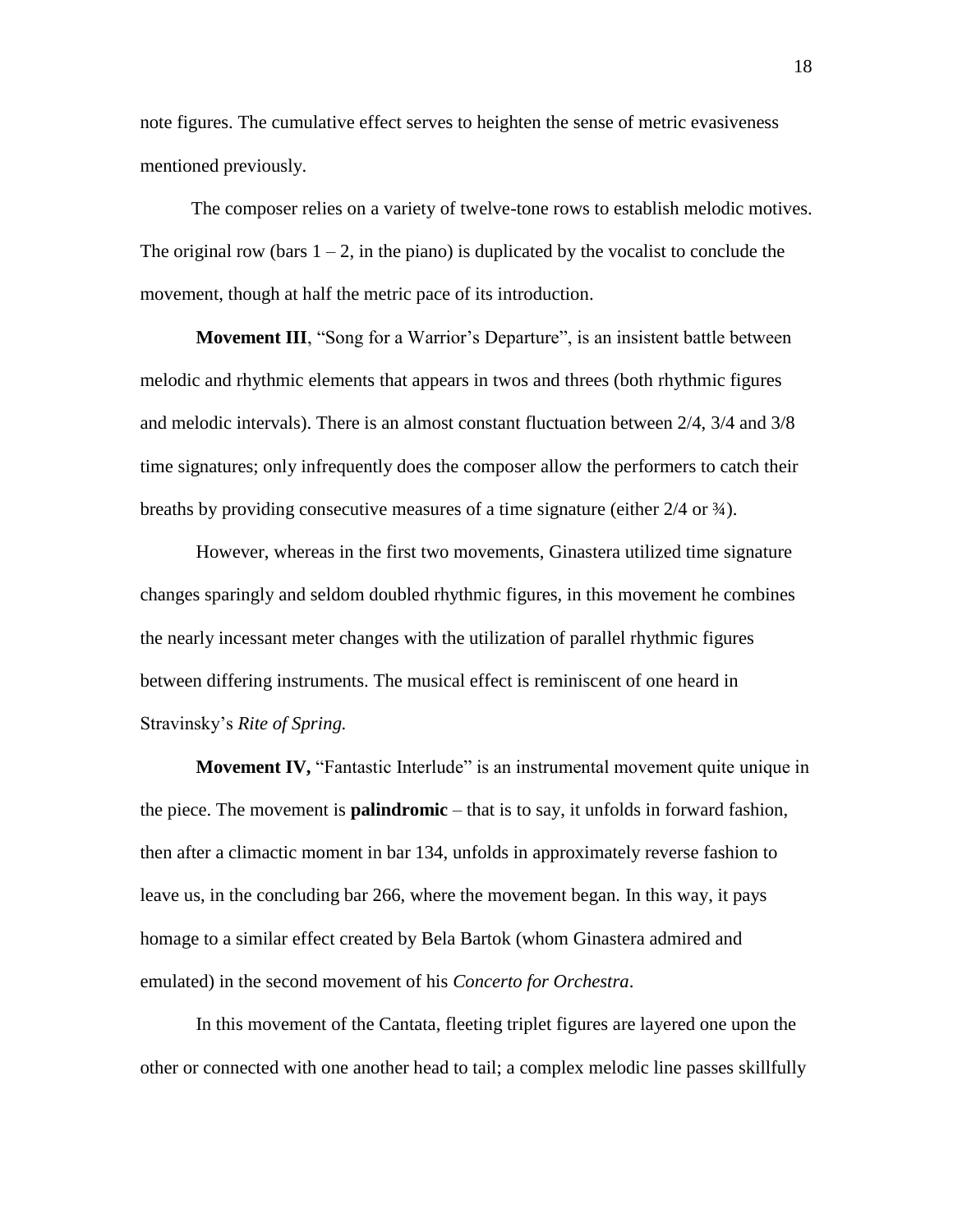note figures. The cumulative effect serves to heighten the sense of metric evasiveness mentioned previously.

The composer relies on a variety of twelve-tone rows to establish melodic motives. The original row (bars 1 – 2, in the piano) is duplicated by the vocalist to conclude the movement, though at half the metric pace of its introduction.

**Movement III**, "Song for a Warrior's Departure", is an insistent battle between melodic and rhythmic elements that appears in twos and threes (both rhythmic figures and melodic intervals). There is an almost constant fluctuation between 2/4, 3/4 and 3/8 time signatures; only infrequently does the composer allow the performers to catch their breaths by providing consecutive measures of a time signature (either 2/4 or ¾).

However, whereas in the first two movements, Ginastera utilized time signature changes sparingly and seldom doubled rhythmic figures, in this movement he combines the nearly incessant meter changes with the utilization of parallel rhythmic figures between differing instruments. The musical effect is reminiscent of one heard in Stravinsky's *Rite of Spring.*

**Movement IV,** "Fantastic Interlude" is an instrumental movement quite unique in the piece. The movement is **palindromic** – that is to say, it unfolds in forward fashion, then after a climactic moment in bar 134, unfolds in approximately reverse fashion to leave us, in the concluding bar 266, where the movement began. In this way, it pays homage to a similar effect created by Bela Bartok (whom Ginastera admired and emulated) in the second movement of his *Concerto for Orchestra*.

In this movement of the Cantata, fleeting triplet figures are layered one upon the other or connected with one another head to tail; a complex melodic line passes skillfully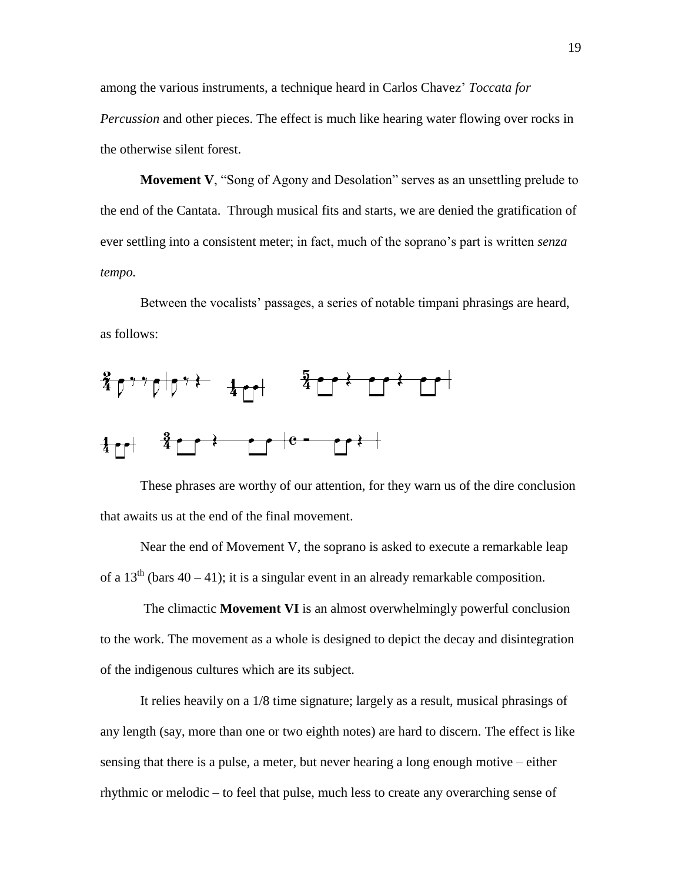among the various instruments, a technique heard in Carlos Chavez' *Toccata for Percussion* and other pieces. The effect is much like hearing water flowing over rocks in the otherwise silent forest.

**Movement V**, "Song of Agony and Desolation" serves as an unsettling prelude to the end of the Cantata. Through musical fits and starts, we are denied the gratification of ever settling into a consistent meter; in fact, much of the soprano's part is written *senza tempo.*

Between the vocalists' passages, a series of notable timpani phrasings are heard, as follows:

These phrases are worthy of our attention, for they warn us of the dire conclusion that awaits us at the end of the final movement.

Near the end of Movement V, the soprano is asked to execute a remarkable leap of a 13th (bars 40 – 41); it is a singular event in an already remarkable composition.

The climactic **Movement VI** is an almost overwhelmingly powerful conclusion to the work. The movement as a whole is designed to depict the decay and disintegration of the indigenous cultures which are its subject.

It relies heavily on a 1/8 time signature; largely as a result, musical phrasings of any length (say, more than one or two eighth notes) are hard to discern. The effect is like sensing that there is a pulse, a meter, but never hearing a long enough motive – either rhythmic or melodic – to feel that pulse, much less to create any overarching sense of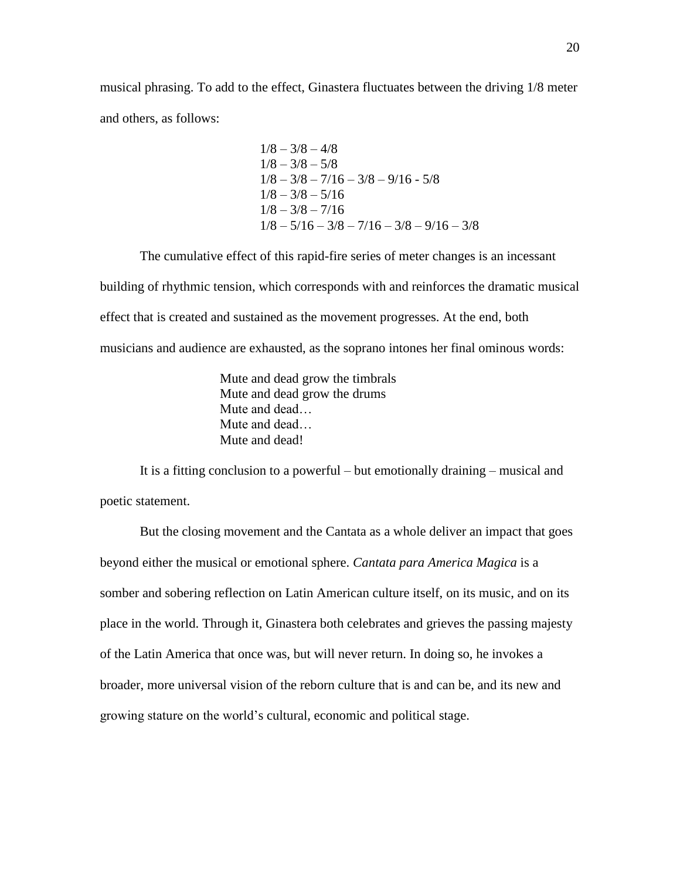musical phrasing. To add to the effect, Ginastera fluctuates between the driving 1/8 meter and others, as follows:

1/8 – 3/8 – 4/8
1/8 – 3/8 – 5/8
1/8 – 3/8 – 7/16 – 3/8 – 9/16 - 5/8
1/8 – 3/8 – 5/16
1/8 – 3/8 – 7/16
1/8 – 5/16 – 3/8 – 7/16 – 3/8 – 9/16 – 3/8

The cumulative effect of this rapid-fire series of meter changes is an incessant building of rhythmic tension, which corresponds with and reinforces the dramatic musical effect that is created and sustained as the movement progresses. At the end, both musicians and audience are exhausted, as the soprano intones her final ominous words:

> Mute and dead grow the timbrals
> Mute and dead grow the drums
> Mute and dead…
> Mute and dead…
> Mute and dead!

It is a fitting conclusion to a powerful – but emotionally draining – musical and poetic statement.

But the closing movement and the Cantata as a whole deliver an impact that goes beyond either the musical or emotional sphere. *Cantata para America Magica* is a somber and sobering reflection on Latin American culture itself, on its music, and on its place in the world. Through it, Ginastera both celebrates and grieves the passing majesty of the Latin America that once was, but will never return. In doing so, he invokes a broader, more universal vision of the reborn culture that is and can be, and its new and growing stature on the world's cultural, economic and political stage.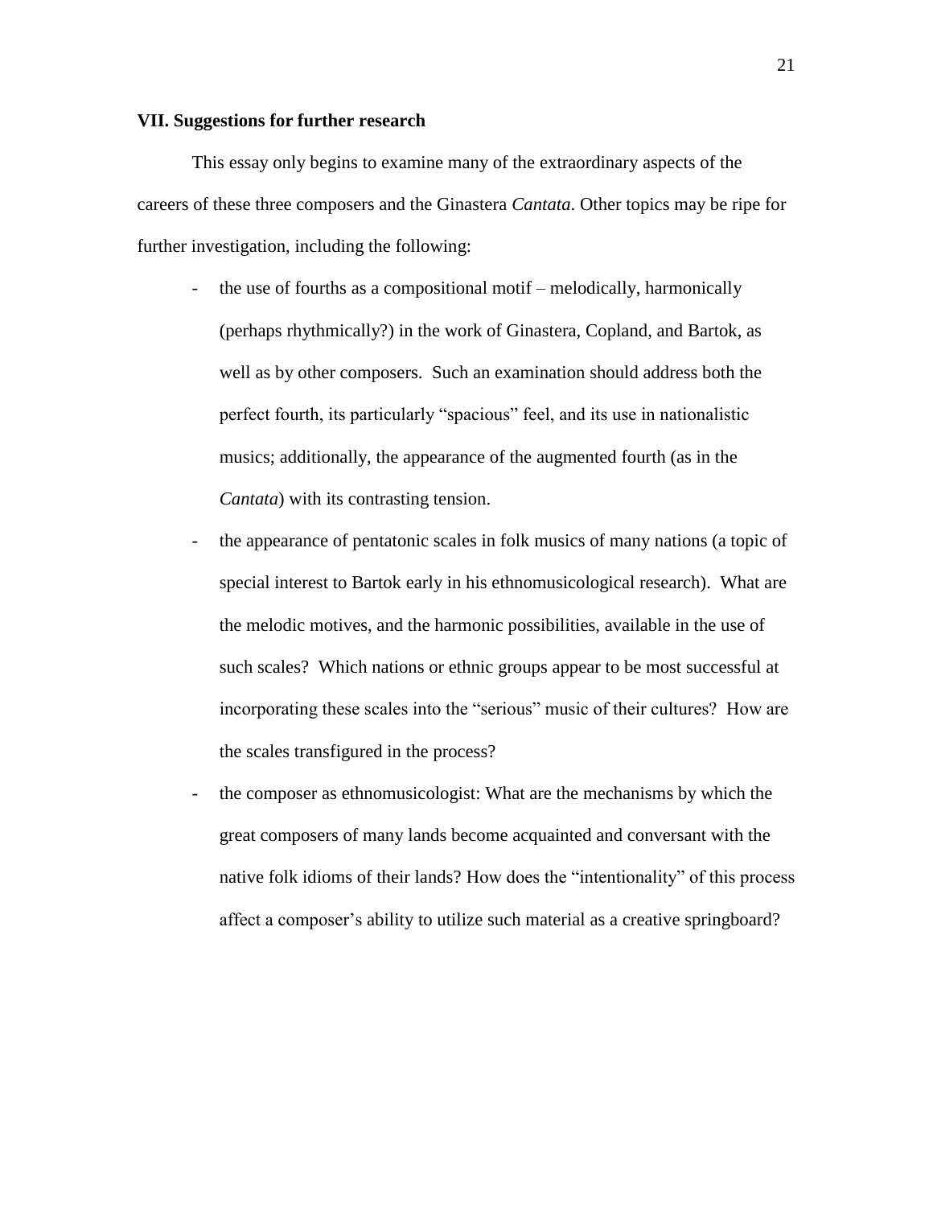### VII. Suggestions for further research

This essay only begins to examine many of the extraordinary aspects of the careers of these three composers and the Ginastera *Cantata*. Other topics may be ripe for further investigation, including the following:

- the use of fourths as a compositional motif – melodically, harmonically (perhaps rhythmically?) in the work of Ginastera, Copland, and Bartok, as well as by other composers. Such an examination should address both the perfect fourth, its particularly "spacious" feel, and its use in nationalistic musics; additionally, the appearance of the augmented fourth (as in the *Cantata*) with its contrasting tension.
- the appearance of pentatonic scales in folk musics of many nations (a topic of special interest to Bartok early in his ethnomusicological research). What are the melodic motives, and the harmonic possibilities, available in the use of such scales? Which nations or ethnic groups appear to be most successful at incorporating these scales into the "serious" music of their cultures? How are the scales transfigured in the process?
- the composer as ethnomusicologist: What are the mechanisms by which the great composers of many lands become acquainted and conversant with the native folk idioms of their lands? How does the "intentionality" of this process affect a composer's ability to utilize such material as a creative springboard?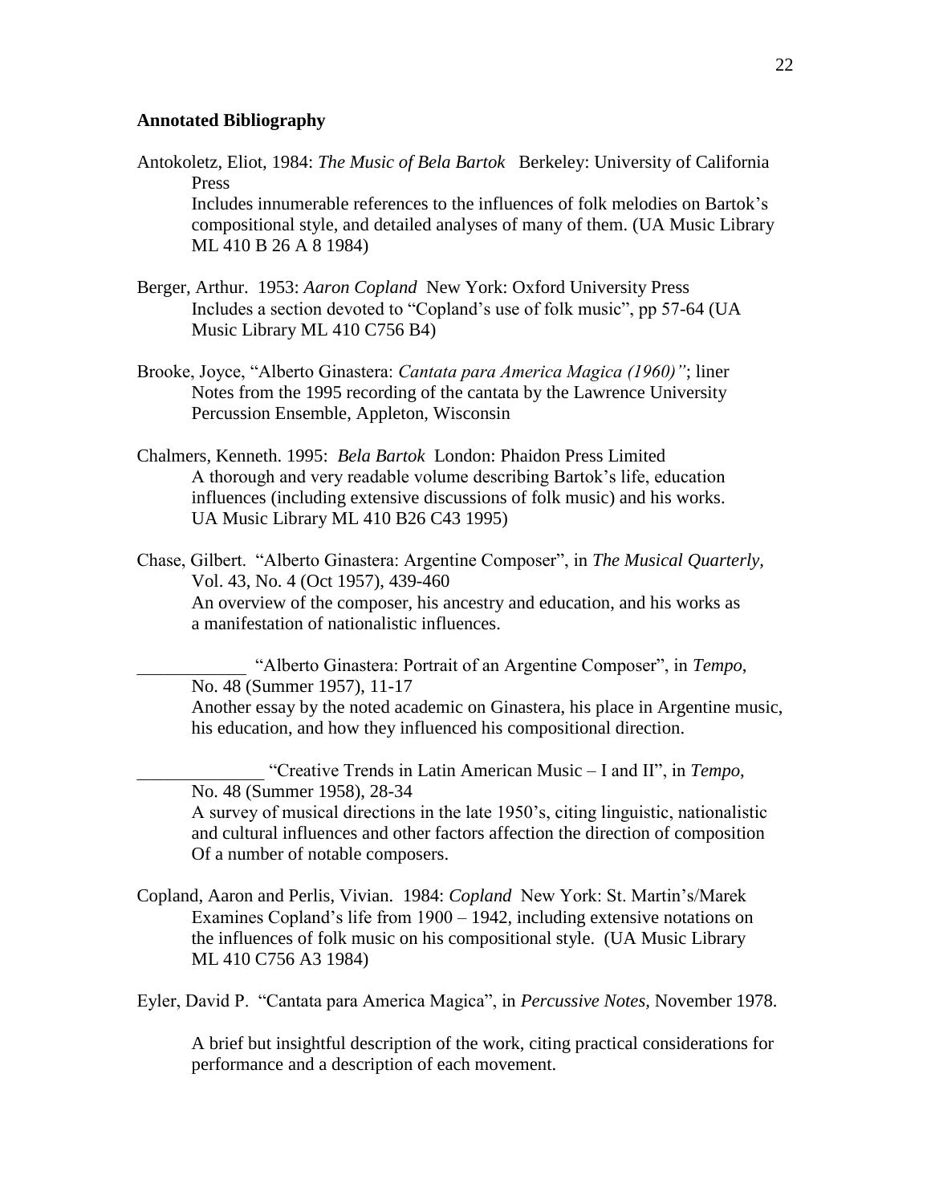**Annotated Bibliography**

Antokoletz, Eliot, 1984: *The Music of Bela Bartok* Berkeley: University of California Press
Includes innumerable references to the influences of folk melodies on Bartok's compositional style, and detailed analyses of many of them. (UA Music Library ML 410 B 26 A 8 1984)

Berger, Arthur. 1953: *Aaron Copland* New York: Oxford University Press
Includes a section devoted to "Copland's use of folk music", pp 57-64 (UA Music Library ML 410 C756 B4)

Brooke, Joyce, "Alberto Ginastera: *Cantata para America Magica (1960)"*; liner Notes from the 1995 recording of the cantata by the Lawrence University Percussion Ensemble, Appleton, Wisconsin

Chalmers, Kenneth. 1995: *Bela Bartok* London: Phaidon Press Limited
A thorough and very readable volume describing Bartok's life, education influences (including extensive discussions of folk music) and his works. UA Music Library ML 410 B26 C43 1995)

Chase, Gilbert. "Alberto Ginastera: Argentine Composer", in *The Musical Quarterly,* Vol. 43, No. 4 (Oct 1957), 439-460
An overview of the composer, his ancestry and education, and his works as a manifestation of nationalistic influences.

\_\_\_\_\_\_\_\_\_\_\_\_ "Alberto Ginastera: Portrait of an Argentine Composer", in *Tempo,* No. 48 (Summer 1957), 11-17
Another essay by the noted academic on Ginastera, his place in Argentine music, his education, and how they influenced his compositional direction.

\_\_\_\_\_\_\_\_\_\_\_\_\_\_ "Creative Trends in Latin American Music – I and II", in *Tempo,* No. 48 (Summer 1958), 28-34
A survey of musical directions in the late 1950's, citing linguistic, nationalistic and cultural influences and other factors affection the direction of composition Of a number of notable composers.

Copland, Aaron and Perlis, Vivian. 1984: *Copland* New York: St. Martin's/Marek
Examines Copland's life from 1900 – 1942, including extensive notations on the influences of folk music on his compositional style. (UA Music Library ML 410 C756 A3 1984)

Eyler, David P. "Cantata para America Magica", in *Percussive Notes,* November 1978.

A brief but insightful description of the work, citing practical considerations for performance and a description of each movement.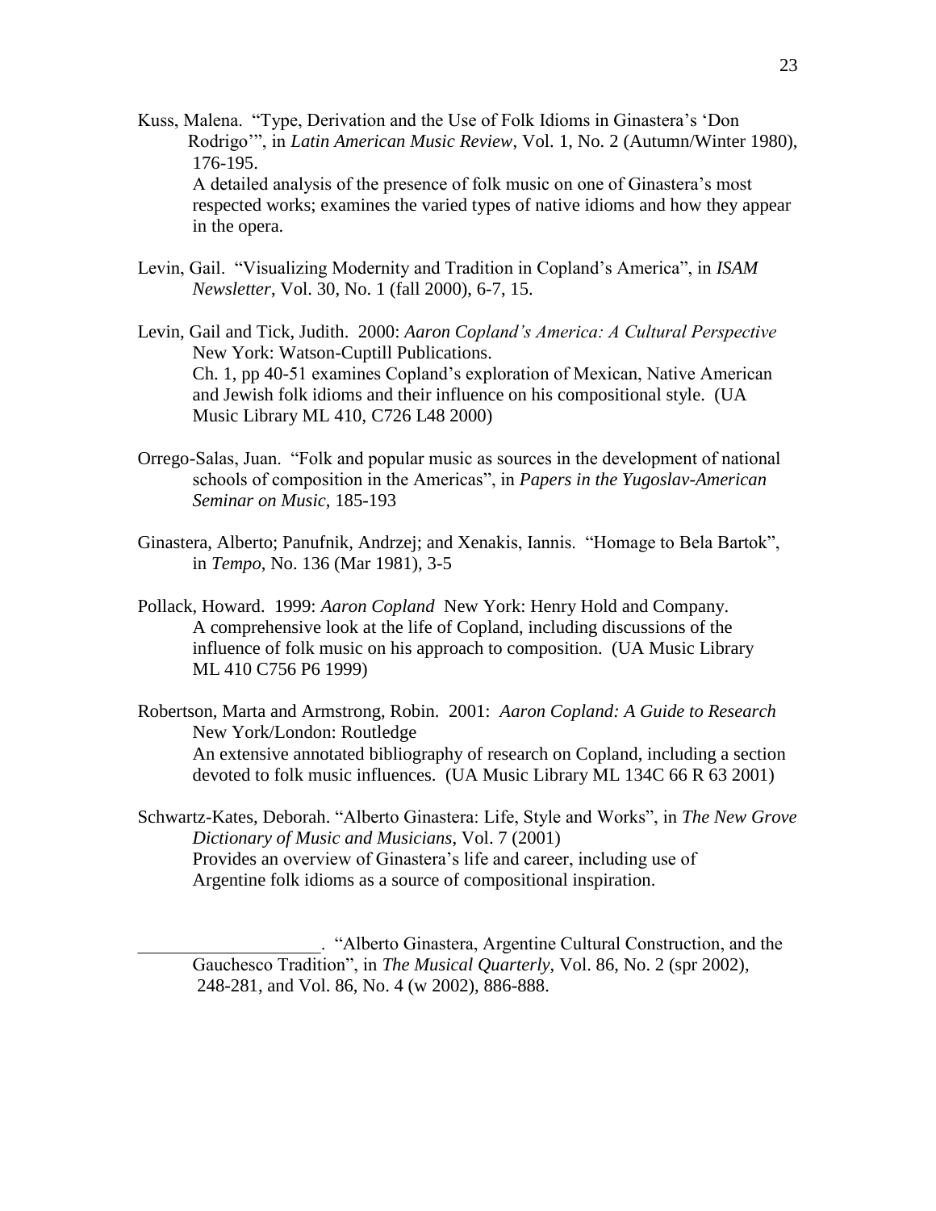Kuss, Malena. "Type, Derivation and the Use of Folk Idioms in Ginastera's 'Don Rodrigo'", in *Latin American Music Review*, Vol. 1, No. 2 (Autumn/Winter 1980), 176-195.
A detailed analysis of the presence of folk music on one of Ginastera's most respected works; examines the varied types of native idioms and how they appear in the opera.

Levin, Gail. "Visualizing Modernity and Tradition in Copland's America", in *ISAM Newsletter*, Vol. 30, No. 1 (fall 2000), 6-7, 15.

Levin, Gail and Tick, Judith. 2000: *Aaron Copland's America: A Cultural Perspective* New York: Watson-Cuptill Publications.
Ch. 1, pp 40-51 examines Copland's exploration of Mexican, Native American and Jewish folk idioms and their influence on his compositional style. (UA Music Library ML 410, C726 L48 2000)

Orrego-Salas, Juan. "Folk and popular music as sources in the development of national schools of composition in the Americas", in *Papers in the Yugoslav-American Seminar on Music*, 185-193

Ginastera, Alberto; Panufnik, Andrzej; and Xenakis, Iannis. "Homage to Bela Bartok", in *Tempo*, No. 136 (Mar 1981), 3-5

Pollack, Howard. 1999: *Aaron Copland* New York: Henry Hold and Company.
A comprehensive look at the life of Copland, including discussions of the influence of folk music on his approach to composition. (UA Music Library ML 410 C756 P6 1999)

Robertson, Marta and Armstrong, Robin. 2001: *Aaron Copland: A Guide to Research* New York/London: Routledge
An extensive annotated bibliography of research on Copland, including a section devoted to folk music influences. (UA Music Library ML 134C 66 R 63 2001)

Schwartz-Kates, Deborah. "Alberto Ginastera: Life, Style and Works", in *The New Grove Dictionary of Music and Musicians*, Vol. 7 (2001)
Provides an overview of Ginastera's life and career, including use of Argentine folk idioms as a source of compositional inspiration.

____________________. "Alberto Ginastera, Argentine Cultural Construction, and the Gauchesco Tradition", in *The Musical Quarterly*, Vol. 86, No. 2 (spr 2002), 248-281, and Vol. 86, No. 4 (w 2002), 886-888.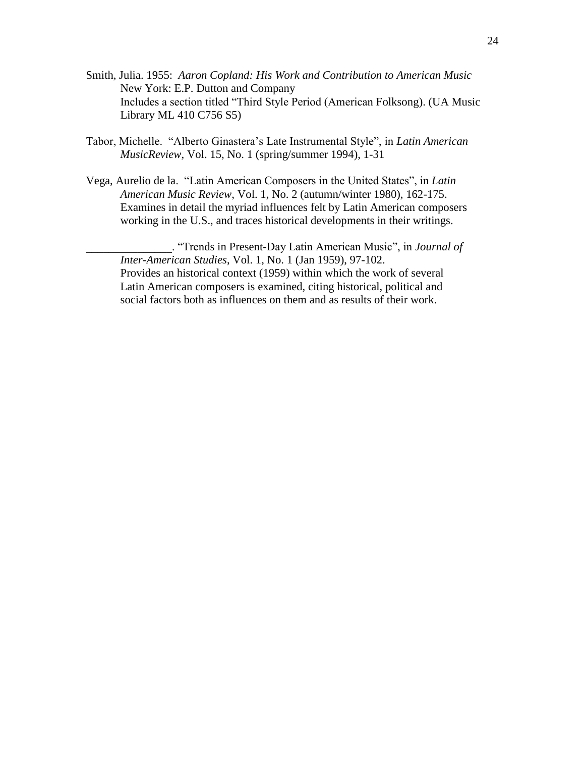Smith, Julia. 1955: *Aaron Copland: His Work and Contribution to American Music* New York: E.P. Dutton and Company
Includes a section titled “Third Style Period (American Folksong). (UA Music Library ML 410 C756 S5)

Tabor, Michelle. “Alberto Ginastera’s Late Instrumental Style”, in *Latin American MusicReview*, Vol. 15, No. 1 (spring/summer 1994), 1-31

Vega, Aurelio de la. “Latin American Composers in the United States”, in *Latin American Music Review*, Vol. 1, No. 2 (autumn/winter 1980), 162-175.
Examines in detail the myriad influences felt by Latin American composers working in the U.S., and traces historical developments in their writings.

_______________. “Trends in Present-Day Latin American Music”, in *Journal of Inter-American Studies*, Vol. 1, No. 1 (Jan 1959), 97-102.
Provides an historical context (1959) within which the work of several Latin American composers is examined, citing historical, political and social factors both as influences on them and as results of their work.